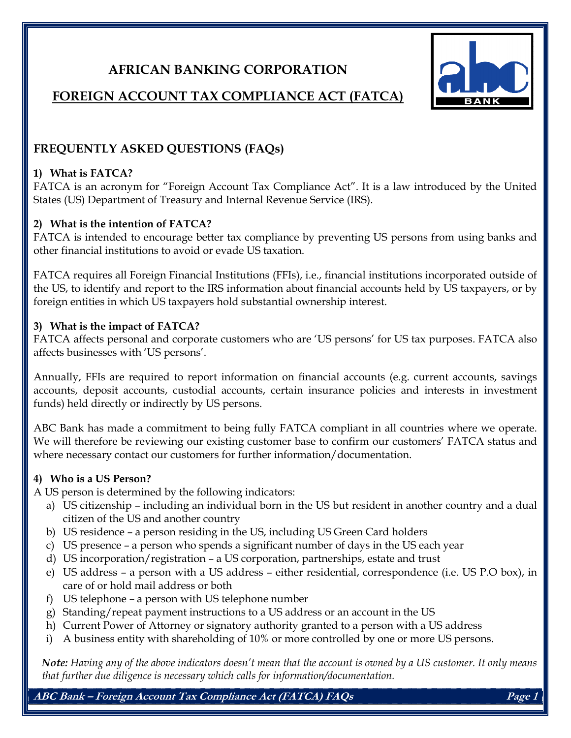# AFRICAN BANKING CORPORATION

## FOREIGN ACCOUNT TAX COMPLIANCE ACT (FATCA)

## FREQUENTLY ASKED QUESTIONS (FAQs)

### 1) What is FATCA?

FATCA is an acronym for "Foreign Account Tax Compliance Act". It is a law introduced by the United States (US) Department of Treasury and Internal Revenue Service (IRS).

### 2) What is the intention of FATCA?

FATCA is intended to encourage better tax compliance by preventing US persons from using banks and other financial institutions to avoid or evade US taxation.

FATCA requires all Foreign Financial Institutions (FFIs), i.e., financial institutions incorporated outside of the US, to identify and report to the IRS information about financial accounts held by US taxpayers, or by foreign entities in which US taxpayers hold substantial ownership interest.

### 3) What is the impact of FATCA?

FATCA affects personal and corporate customers who are 'US persons' for US tax purposes. FATCA also affects businesses with 'US persons'.

Annually, FFIs are required to report information on financial accounts (e.g. current accounts, savings accounts, deposit accounts, custodial accounts, certain insurance policies and interests in investment funds) held directly or indirectly by US persons.

ABC Bank has made a commitment to being fully FATCA compliant in all countries where we operate. We will therefore be reviewing our existing customer base to confirm our customers' FATCA status and where necessary contact our customers for further information/documentation.

### 4) Who is a US Person?

A US person is determined by the following indicators:

a) US citizenship – including an individual born in the US but resident in another country and a dual citizen of the US and another country
b) US residence – a person residing in the US, including US Green Card holders
c) US presence – a person who spends a significant number of days in the US each year
d) US incorporation/registration – a US corporation, partnerships, estate and trust
e) US address – a person with a US address – either residential, correspondence (i.e. US P.O box), in care of or hold mail address or both
f) US telephone – a person with US telephone number
g) Standing/repeat payment instructions to a US address or an account in the US
h) Current Power of Attorney or signatory authority granted to a person with a US address
i) A business entity with shareholding of 10% or more controlled by one or more US persons.

***Note:*** *Having any of the above indicators doesn't mean that the account is owned by a US customer. It only means that further due diligence is necessary which calls for information/documentation.*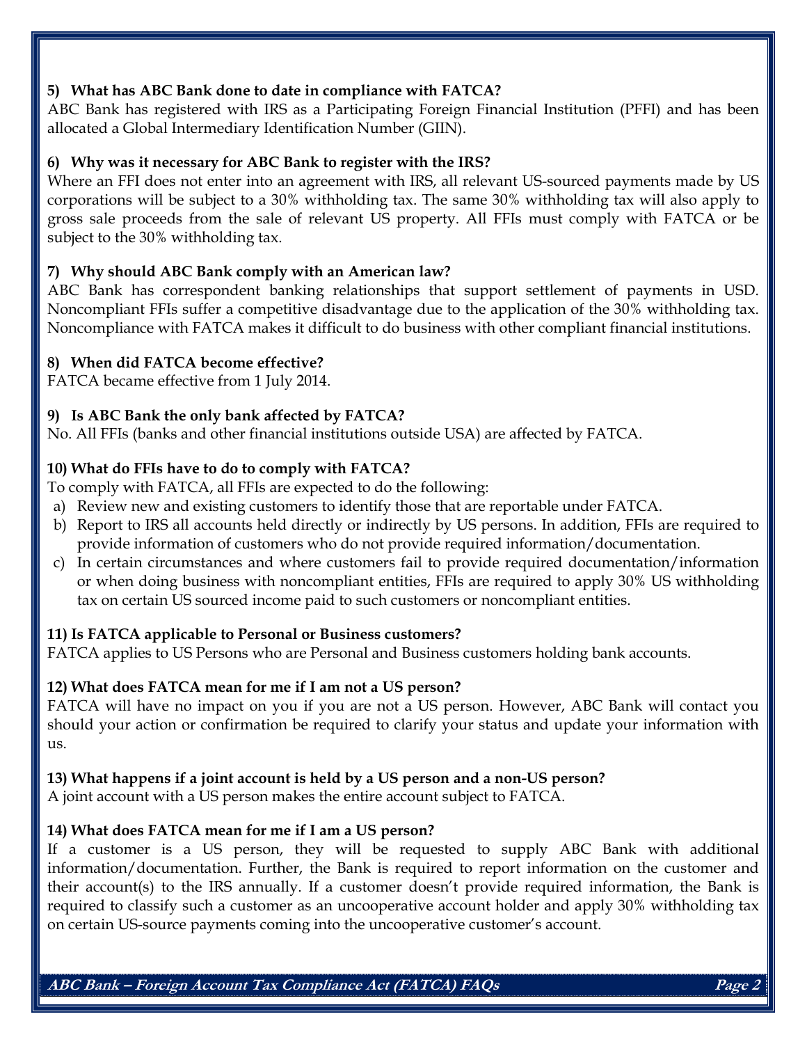### 5) What has ABC Bank done to date in compliance with FATCA?

ABC Bank has registered with IRS as a Participating Foreign Financial Institution (PFFI) and has been allocated a Global Intermediary Identification Number (GIIN).

### 6) Why was it necessary for ABC Bank to register with the IRS?

Where an FFI does not enter into an agreement with IRS, all relevant US-sourced payments made by US corporations will be subject to a 30% withholding tax. The same 30% withholding tax will also apply to gross sale proceeds from the sale of relevant US property. All FFIs must comply with FATCA or be subject to the 30% withholding tax.

### 7) Why should ABC Bank comply with an American law?

ABC Bank has correspondent banking relationships that support settlement of payments in USD. Noncompliant FFIs suffer a competitive disadvantage due to the application of the 30% withholding tax. Noncompliance with FATCA makes it difficult to do business with other compliant financial institutions.

### 8) When did FATCA become effective?

FATCA became effective from 1 July 2014.

### 9) Is ABC Bank the only bank affected by FATCA?

No. All FFIs (banks and other financial institutions outside USA) are affected by FATCA.

### 10) What do FFIs have to do to comply with FATCA?

To comply with FATCA, all FFIs are expected to do the following:

a) Review new and existing customers to identify those that are reportable under FATCA.
b) Report to IRS all accounts held directly or indirectly by US persons. In addition, FFIs are required to provide information of customers who do not provide required information/documentation.
c) In certain circumstances and where customers fail to provide required documentation/information or when doing business with noncompliant entities, FFIs are required to apply 30% US withholding tax on certain US sourced income paid to such customers or noncompliant entities.

### 11) Is FATCA applicable to Personal or Business customers?

FATCA applies to US Persons who are Personal and Business customers holding bank accounts.

### 12) What does FATCA mean for me if I am not a US person?

FATCA will have no impact on you if you are not a US person. However, ABC Bank will contact you should your action or confirmation be required to clarify your status and update your information with us.

### 13) What happens if a joint account is held by a US person and a non-US person?

A joint account with a US person makes the entire account subject to FATCA.

### 14) What does FATCA mean for me if I am a US person?

If a customer is a US person, they will be requested to supply ABC Bank with additional information/documentation. Further, the Bank is required to report information on the customer and their account(s) to the IRS annually. If a customer doesn't provide required information, the Bank is required to classify such a customer as an uncooperative account holder and apply 30% withholding tax on certain US-source payments coming into the uncooperative customer's account.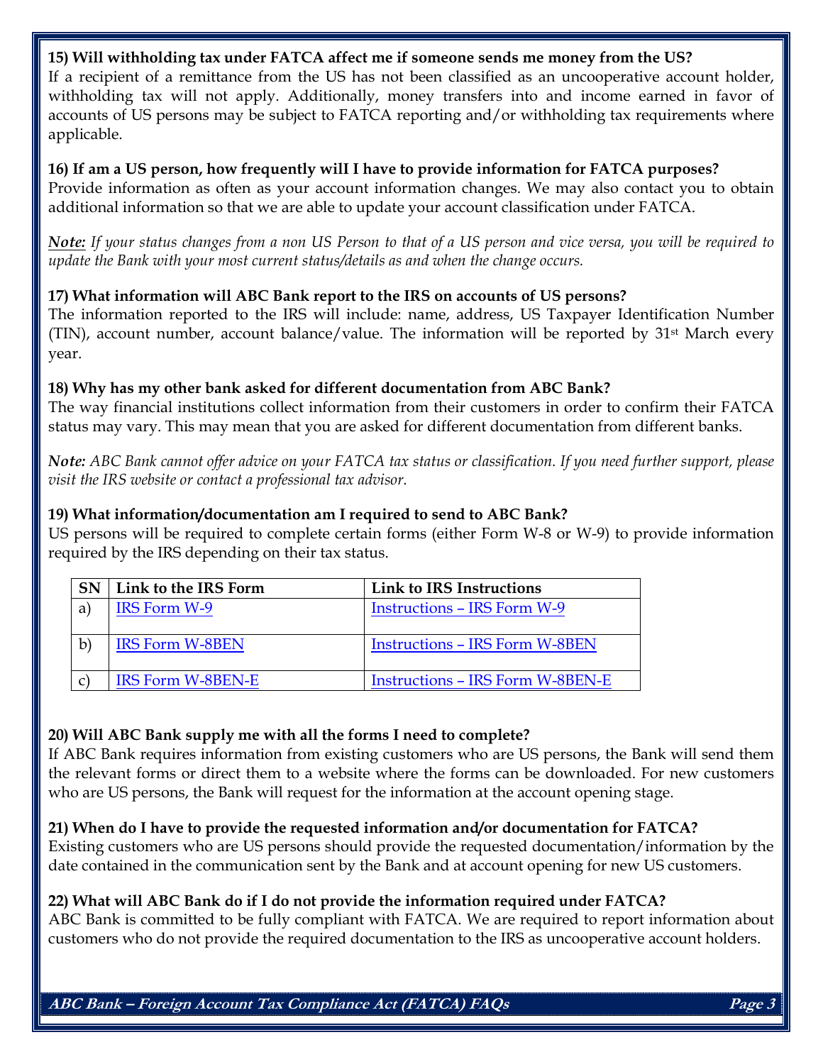**15) Will withholding tax under FATCA affect me if someone sends me money from the US?**

If a recipient of a remittance from the US has not been classified as an uncooperative account holder, withholding tax will not apply. Additionally, money transfers into and income earned in favor of accounts of US persons may be subject to FATCA reporting and/or withholding tax requirements where applicable.

**16) If am a US person, how frequently will I have to provide information for FATCA purposes?**

Provide information as often as your account information changes. We may also contact you to obtain additional information so that we are able to update your account classification under FATCA.

***Note:*** *If your status changes from a non US Person to that of a US person and vice versa, you will be required to update the Bank with your most current status/details as and when the change occurs.*

**17) What information will ABC Bank report to the IRS on accounts of US persons?**

The information reported to the IRS will include: name, address, US Taxpayer Identification Number (TIN), account number, account balance/value. The information will be reported by 31st March every year.

**18) Why has my other bank asked for different documentation from ABC Bank?**

The way financial institutions collect information from their customers in order to confirm their FATCA status may vary. This may mean that you are asked for different documentation from different banks.

***Note:*** *ABC Bank cannot offer advice on your FATCA tax status or classification. If you need further support, please visit the IRS website or contact a professional tax advisor.*

**19) What information/documentation am I required to send to ABC Bank?**

US persons will be required to complete certain forms (either Form W-8 or W-9) to provide information required by the IRS depending on their tax status.

| SN | Link to the IRS Form | Link to IRS Instructions |
|---|---|---|
| a) | IRS Form W-9 | Instructions – IRS Form W-9 |
| b) | IRS Form W-8BEN | Instructions – IRS Form W-8BEN |
| c) | IRS Form W-8BEN-E | Instructions – IRS Form W-8BEN-E |

**20) Will ABC Bank supply me with all the forms I need to complete?**

If ABC Bank requires information from existing customers who are US persons, the Bank will send them the relevant forms or direct them to a website where the forms can be downloaded. For new customers who are US persons, the Bank will request for the information at the account opening stage.

**21) When do I have to provide the requested information and/or documentation for FATCA?**

Existing customers who are US persons should provide the requested documentation/information by the date contained in the communication sent by the Bank and at account opening for new US customers.

**22) What will ABC Bank do if I do not provide the information required under FATCA?**

ABC Bank is committed to be fully compliant with FATCA. We are required to report information about customers who do not provide the required documentation to the IRS as uncooperative account holders.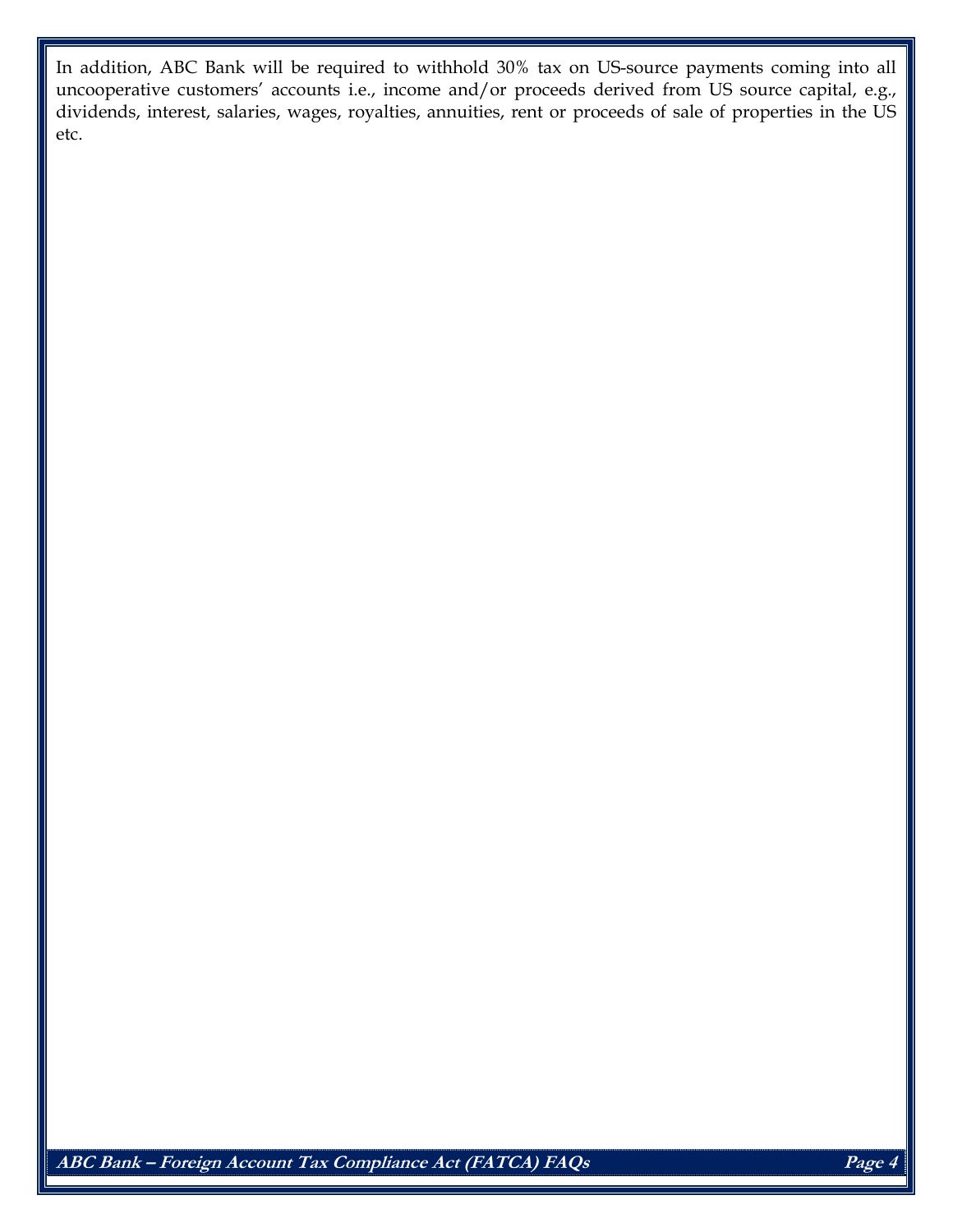In addition, ABC Bank will be required to withhold 30% tax on US-source payments coming into all uncooperative customers' accounts i.e., income and/or proceeds derived from US source capital, e.g., dividends, interest, salaries, wages, royalties, annuities, rent or proceeds of sale of properties in the US etc.